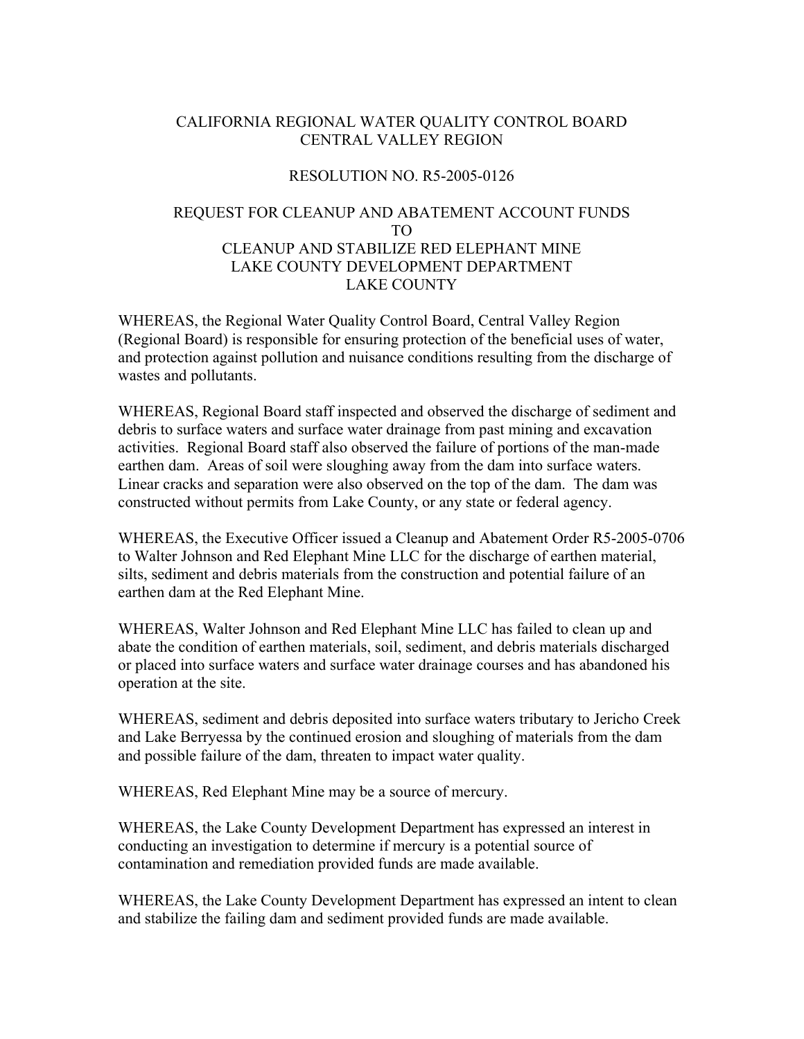CALIFORNIA REGIONAL WATER QUALITY CONTROL BOARD
CENTRAL VALLEY REGION

RESOLUTION NO. R5-2005-0126

REQUEST FOR CLEANUP AND ABATEMENT ACCOUNT FUNDS
TO
CLEANUP AND STABILIZE RED ELEPHANT MINE
LAKE COUNTY DEVELOPMENT DEPARTMENT
LAKE COUNTY

WHEREAS, the Regional Water Quality Control Board, Central Valley Region (Regional Board) is responsible for ensuring protection of the beneficial uses of water, and protection against pollution and nuisance conditions resulting from the discharge of wastes and pollutants.

WHEREAS, Regional Board staff inspected and observed the discharge of sediment and debris to surface waters and surface water drainage from past mining and excavation activities. Regional Board staff also observed the failure of portions of the man-made earthen dam. Areas of soil were sloughing away from the dam into surface waters. Linear cracks and separation were also observed on the top of the dam. The dam was constructed without permits from Lake County, or any state or federal agency.

WHEREAS, the Executive Officer issued a Cleanup and Abatement Order R5-2005-0706 to Walter Johnson and Red Elephant Mine LLC for the discharge of earthen material, silts, sediment and debris materials from the construction and potential failure of an earthen dam at the Red Elephant Mine.

WHEREAS, Walter Johnson and Red Elephant Mine LLC has failed to clean up and abate the condition of earthen materials, soil, sediment, and debris materials discharged or placed into surface waters and surface water drainage courses and has abandoned his operation at the site.

WHEREAS, sediment and debris deposited into surface waters tributary to Jericho Creek and Lake Berryessa by the continued erosion and sloughing of materials from the dam and possible failure of the dam, threaten to impact water quality.

WHEREAS, Red Elephant Mine may be a source of mercury.

WHEREAS, the Lake County Development Department has expressed an interest in conducting an investigation to determine if mercury is a potential source of contamination and remediation provided funds are made available.

WHEREAS, the Lake County Development Department has expressed an intent to clean and stabilize the failing dam and sediment provided funds are made available.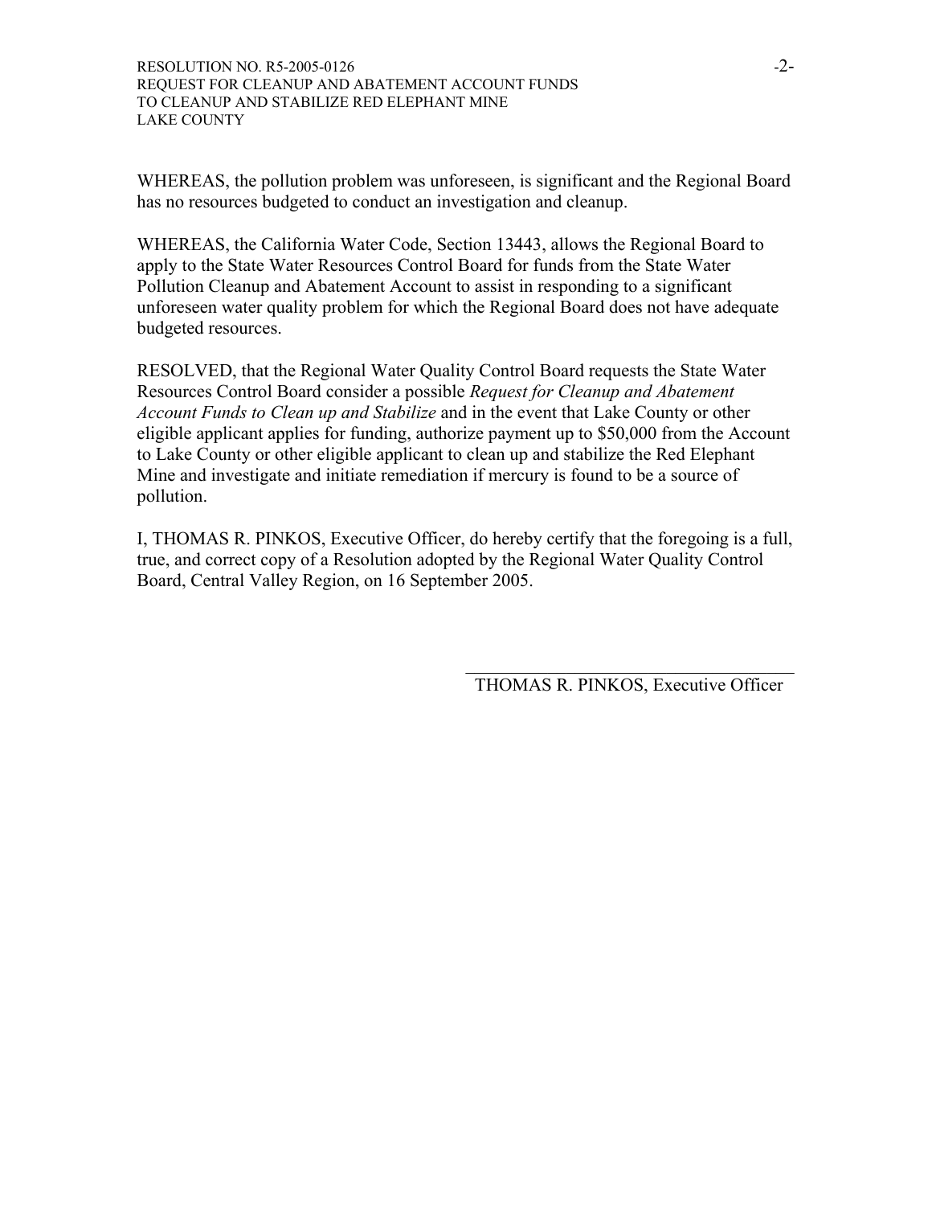WHEREAS, the pollution problem was unforeseen, is significant and the Regional Board has no resources budgeted to conduct an investigation and cleanup.

WHEREAS, the California Water Code, Section 13443, allows the Regional Board to apply to the State Water Resources Control Board for funds from the State Water Pollution Cleanup and Abatement Account to assist in responding to a significant unforeseen water quality problem for which the Regional Board does not have adequate budgeted resources.

RESOLVED, that the Regional Water Quality Control Board requests the State Water Resources Control Board consider a possible *Request for Cleanup and Abatement Account Funds to Clean up and Stabilize* and in the event that Lake County or other eligible applicant applies for funding, authorize payment up to $50,000 from the Account to Lake County or other eligible applicant to clean up and stabilize the Red Elephant Mine and investigate and initiate remediation if mercury is found to be a source of pollution.

I, THOMAS R. PINKOS, Executive Officer, do hereby certify that the foregoing is a full, true, and correct copy of a Resolution adopted by the Regional Water Quality Control Board, Central Valley Region, on 16 September 2005.

\_\_\_\_\_\_\_\_\_\_\_\_\_\_\_\_\_\_\_\_\_\_\_\_\_\_\_\_\_\_\_\_\_\_\_\_

THOMAS R. PINKOS, Executive Officer